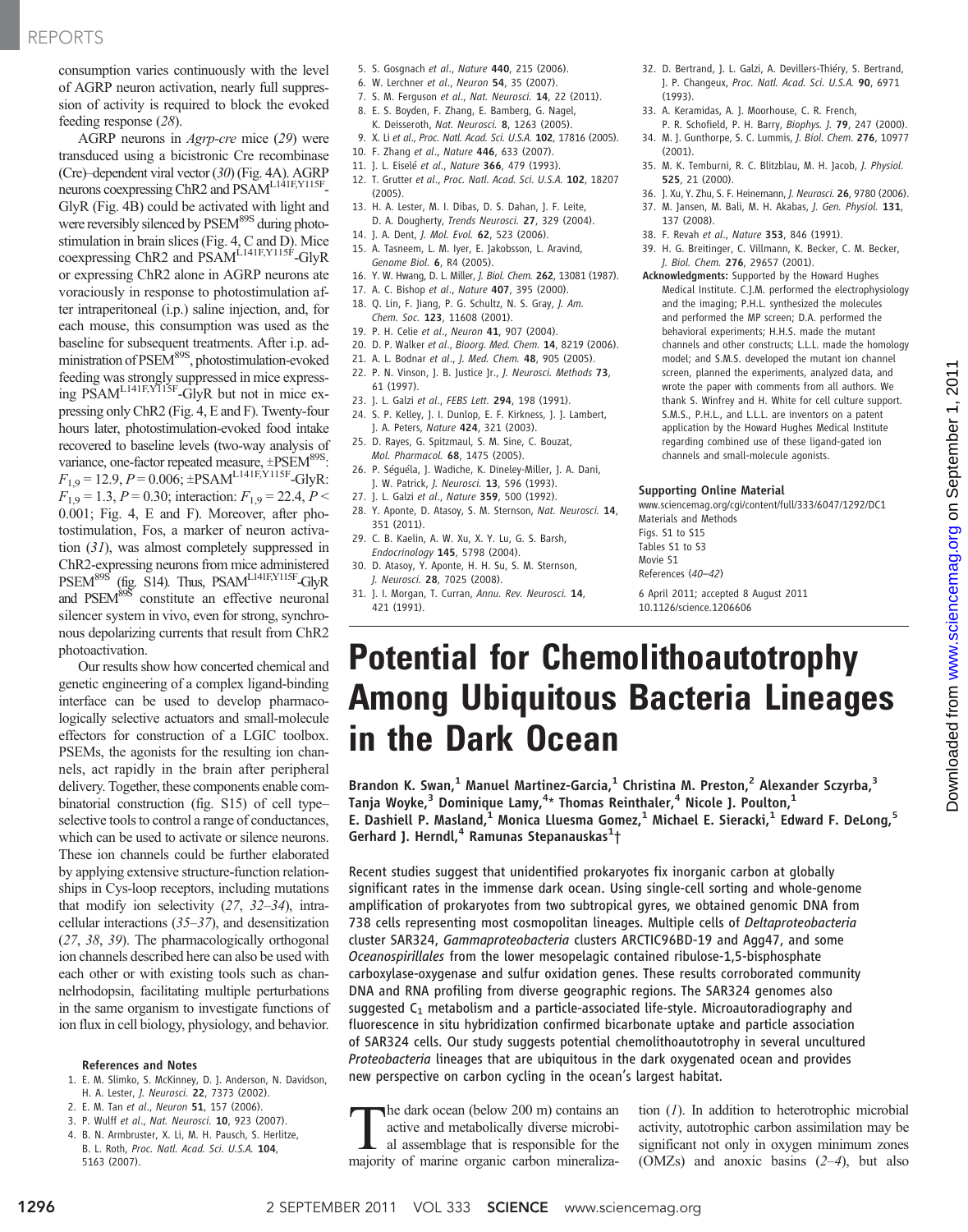consumption varies continuously with the level of AGRP neuron activation, nearly full suppression of activity is required to block the evoked feeding response (*28*).

AGRP neurons in *Agrp-cre* mice (*29*) were transduced using a bicistronic Cre recombinase (Cre)–dependent viral vector (*30*) (Fig. 4A). AGRP neurons coexpressing ChR2 and PSAM$^{L141F,Y115F}$-GlyR (Fig. 4B) could be activated with light and were reversibly silenced by PSEM$^{89S}$ during photostimulation in brain slices (Fig. 4, C and D). Mice coexpressing ChR2 and PSAM$^{L141F,Y115F}$-GlyR or expressing ChR2 alone in AGRP neurons ate voraciously in response to photostimulation after intraperitoneal (i.p.) saline injection, and, for each mouse, this consumption was used as the baseline for subsequent treatments. After i.p. administration of PSEM$^{89S}$, photostimulation-evoked feeding was strongly suppressed in mice expressing PSAM$^{L141F,Y115F}$-GlyR but not in mice expressing only ChR2 (Fig. 4, E and F). Twenty-four hours later, photostimulation-evoked food intake recovered to baseline levels (two-way analysis of variance, one-factor repeated measure, ±PSEM$^{89S}$: $F_{1,9} = 12.9$, $P = 0.006$; ±PSAM$^{L141F,Y115F}$-GlyR: $F_{1,9} = 1.3$, $P = 0.30$; interaction: $F_{1,9} = 22.4$, $P < 0.001$; Fig. 4, E and F). Moreover, after photostimulation, Fos, a marker of neuron activation (*31*), was almost completely suppressed in ChR2-expressing neurons from mice administered PSEM$^{89S}$ (fig. S14). Thus, PSAM$^{L141F,Y115F}$-GlyR and PSEM$^{89S}$ constitute an effective neuronal silencer system in vivo, even for strong, synchronous depolarizing currents that result from ChR2 photoactivation.

Our results show how concerted chemical and genetic engineering of a complex ligand-binding interface can be used to develop pharmacologically selective actuators and small-molecule effectors for construction of a LGIC toolbox. PSEMs, the agonists for the resulting ion channels, act rapidly in the brain after peripheral delivery. Together, these components enable combinatorial construction (fig. S15) of cell type–selective tools to control a range of conductances, which can be used to activate or silence neurons. These ion channels could be further elaborated by applying extensive structure-function relationships in Cys-loop receptors, including mutations that modify ion selectivity (*27*, *32*–*34*), intracellular interactions (*35*–*37*), and desensitization (*27*, *38*, *39*). The pharmacologically orthogonal ion channels described here can also be used with each other or with existing tools such as channelrhodopsin, facilitating multiple perturbations in the same organism to investigate functions of ion flux in cell biology, physiology, and behavior.

#### References and Notes

1. E. M. Slimko, S. McKinney, D. J. Anderson, N. Davidson, H. A. Lester, *J. Neurosci.* **22**, 7373 (2002).
2. E. M. Tan *et al.*, *Neuron* **51**, 157 (2006).
3. P. Wulff *et al.*, *Nat. Neurosci.* **10**, 923 (2007).
4. B. N. Armbruster, X. Li, M. H. Pausch, S. Herlitze, B. L. Roth, *Proc. Natl. Acad. Sci. U.S.A.* **104**, 5163 (2007).
5. S. Gosgnach *et al.*, *Nature* **440**, 215 (2006).
6. W. Lerchner *et al.*, *Neuron* **54**, 35 (2007).
7. S. M. Ferguson *et al.*, *Nat. Neurosci.* **14**, 22 (2011).
8. E. S. Boyden, F. Zhang, E. Bamberg, G. Nagel, K. Deisseroth, *Nat. Neurosci.* **8**, 1263 (2005).
9. X. Li *et al.*, *Proc. Natl. Acad. Sci. U.S.A.* **102**, 17816 (2005).
10. F. Zhang *et al.*, *Nature* **446**, 633 (2007).
11. J. L. Eiselé *et al.*, *Nature* **366**, 479 (1993).
12. T. Grutter *et al.*, *Proc. Natl. Acad. Sci. U.S.A.* **102**, 18207 (2005).
13. H. A. Lester, M. I. Dibas, D. S. Dahan, J. F. Leite, D. A. Dougherty, *Trends Neurosci.* **27**, 329 (2004).
14. J. A. Dent, *J. Mol. Evol.* **62**, 523 (2006).
15. A. Tasneem, L. M. Iyer, E. Jakobsson, L. Aravind, *Genome Biol.* **6**, R4 (2005).
16. Y. W. Hwang, D. L. Miller, *J. Biol. Chem.* **262**, 13081 (1987).
17. A. C. Bishop *et al.*, *Nature* **407**, 395 (2000).
18. Q. Lin, F. Jiang, P. G. Schultz, N. S. Gray, *J. Am. Chem. Soc.* **123**, 11608 (2001).
19. P. H. Celie *et al.*, *Neuron* **41**, 907 (2004).
20. D. P. Walker *et al.*, *Bioorg. Med. Chem.* **14**, 8219 (2006).
21. A. L. Bodnar *et al.*, *J. Med. Chem.* **48**, 905 (2005).
22. P. N. Vinson, J. B. Justice Jr., *J. Neurosci. Methods* **73**, 61 (1997).
23. J. L. Galzi *et al.*, *FEBS Lett.* **294**, 198 (1991).
24. S. P. Kelley, J. I. Dunlop, E. F. Kirkness, J. J. Lambert, J. A. Peters, *Nature* **424**, 321 (2003).
25. D. Rayes, G. Spitzmaul, S. M. Sine, C. Bouzat, *Mol. Pharmacol.* **68**, 1475 (2005).
26. P. Séguéla, J. Wadiche, K. Dineley-Miller, J. A. Dani, J. W. Patrick, *J. Neurosci.* **13**, 596 (1993).
27. J. L. Galzi *et al.*, *Nature* **359**, 500 (1992).
28. Y. Aponte, D. Atasoy, S. M. Sternson, *Nat. Neurosci.* **14**, 351 (2011).
29. C. B. Kaelin, A. W. Xu, X. Y. Lu, G. S. Barsh, *Endocrinology* **145**, 5798 (2004).
30. D. Atasoy, Y. Aponte, H. H. Su, S. M. Sternson, *J. Neurosci.* **28**, 7025 (2008).
31. J. I. Morgan, T. Curran, *Annu. Rev. Neurosci.* **14**, 421 (1991).
32. D. Bertrand, J. L. Galzi, A. Devillers-Thiéry, S. Bertrand, J. P. Changeux, *Proc. Natl. Acad. Sci. U.S.A.* **90**, 6971 (1993).
33. A. Keramidas, A. J. Moorhouse, C. R. French, P. R. Schofield, P. H. Barry, *Biophys. J.* **79**, 247 (2000).
34. M. J. Gunthorpe, S. C. Lummis, *J. Biol. Chem.* **276**, 10977 (2001).
35. M. K. Temburni, R. C. Blitzblau, M. H. Jacob, *J. Physiol.* **525**, 21 (2000).
36. J. Xu, Y. Zhu, S. F. Heinemann, *J. Neurosci.* **26**, 9780 (2006).
37. M. Jansen, M. Bali, M. H. Akabas, *J. Gen. Physiol.* **131**, 137 (2008).
38. F. Revah *et al.*, *Nature* **353**, 846 (1991).
39. H. G. Breitinger, C. Villmann, K. Becker, C. M. Becker, *J. Biol. Chem.* **276**, 29657 (2001).

**Acknowledgments:** Supported by the Howard Hughes Medical Institute. C.J.M. performed the electrophysiology and the imaging; P.H.L. synthesized the molecules and performed the MP screen; D.A. performed the behavioral experiments; H.H.S. made the mutant channels and other constructs; L.L.L. made the homology model; and S.M.S. developed the mutant ion channel screen, planned the experiments, analyzed data, and wrote the paper with comments from all authors. We thank S. Winfrey and H. White for cell culture support. S.M.S., P.H.L., and L.L.L. are inventors on a patent application by the Howard Hughes Medical Institute regarding combined use of these ligand-gated ion channels and small-molecule agonists.

#### Supporting Online Material

www.sciencemag.org/cgi/content/full/333/6047/1292/DC1
Materials and Methods
Figs. S1 to S15
Tables S1 to S3
Movie S1
References (*40*–*42*)

6 April 2011; accepted 8 August 2011
10.1126/science.1206606

# Potential for Chemolithoautotrophy Among Ubiquitous Bacteria Lineages in the Dark Ocean

**Brandon K. Swan,[1] Manuel Martinez-Garcia,[1] Christina M. Preston,[2] Alexander Sczyrba,[3] Tanja Woyke,[3] Dominique Lamy,[4]* Thomas Reinthaler,[4] Nicole J. Poulton,[1] E. Dashiell P. Masland,[1] Monica Lluesma Gomez,[1] Michael E. Sieracki,[1] Edward F. DeLong,[5] Gerhard J. Herndl,[4] Ramunas Stepanauskas[1]†**

Recent studies suggest that unidentified prokaryotes fix inorganic carbon at globally significant rates in the immense dark ocean. Using single-cell sorting and whole-genome amplification of prokaryotes from two subtropical gyres, we obtained genomic DNA from 738 cells representing most cosmopolitan lineages. Multiple cells of *Deltaproteobacteria* cluster SAR324, *Gammaproteobacteria* clusters ARCTIC96BD-19 and Agg47, and some *Oceanospirillales* from the lower mesopelagic contained ribulose-1,5-bisphosphate carboxylase-oxygenase and sulfur oxidation genes. These results corroborated community DNA and RNA profiling from diverse geographic regions. The SAR324 genomes also suggested $C_1$ metabolism and a particle-associated life-style. Microautoradiography and fluorescence in situ hybridization confirmed bicarbonate uptake and particle association of SAR324 cells. Our study suggests potential chemolithoautotrophy in several uncultured *Proteobacteria* lineages that are ubiquitous in the dark oxygenated ocean and provides new perspective on carbon cycling in the ocean's largest habitat.

The dark ocean (below 200 m) contains an active and metabolically diverse microbial assemblage that is responsible for the majority of marine organic carbon mineralization (*1*). In addition to heterotrophic microbial activity, autotrophic carbon assimilation may be significant not only in oxygen minimum zones (OMZs) and anoxic basins (*2*–*4*), but also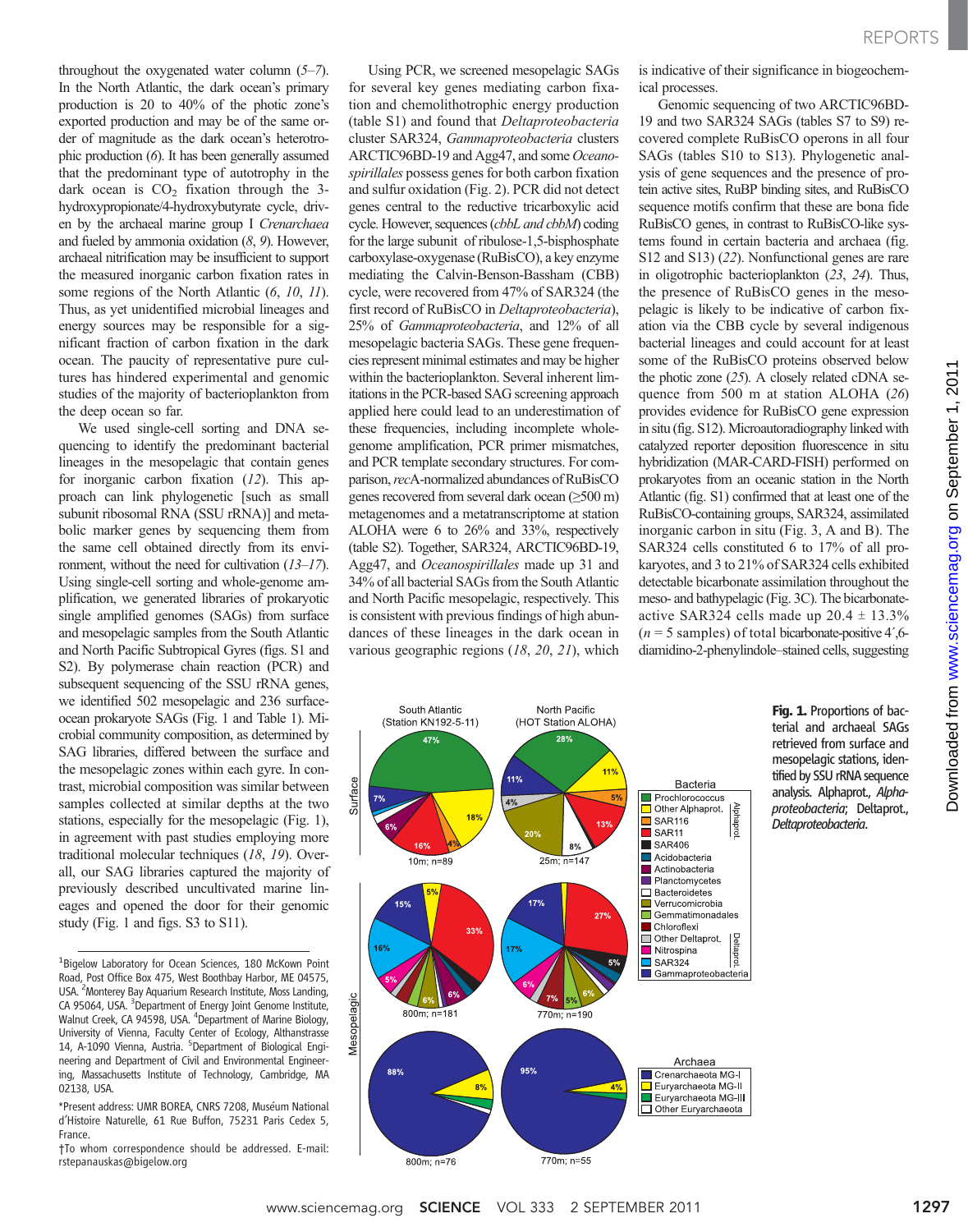throughout the oxygenated water column (5–7). In the North Atlantic, the dark ocean's primary production is 20 to 40% of the photic zone's exported production and may be of the same order of magnitude as the dark ocean's heterotrophic production (6). It has been generally assumed that the predominant type of autotrophy in the dark ocean is $CO_2$ fixation through the 3-hydroxypropionate/4-hydroxybutyrate cycle, driven by the archaeal marine group I *Crenarchaea* and fueled by ammonia oxidation (8, 9). However, archaeal nitrification may be insufficient to support the measured inorganic carbon fixation rates in some regions of the North Atlantic (6, 10, 11). Thus, as yet unidentified microbial lineages and energy sources may be responsible for a significant fraction of carbon fixation in the dark ocean. The paucity of representative pure cultures has hindered experimental and genomic studies of the majority of bacterioplankton from the deep ocean so far.

We used single-cell sorting and DNA sequencing to identify the predominant bacterial lineages in the mesopelagic that contain genes for inorganic carbon fixation (12). This approach can link phylogenetic [such as small subunit ribosomal RNA (SSU rRNA)] and metabolic marker genes by sequencing them from the same cell obtained directly from its environment, without the need for cultivation (13–17). Using single-cell sorting and whole-genome amplification, we generated libraries of prokaryotic single amplified genomes (SAGs) from surface and mesopelagic samples from the South Atlantic and North Pacific Subtropical Gyres (figs. S1 and S2). By polymerase chain reaction (PCR) and subsequent sequencing of the SSU rRNA genes, we identified 502 mesopelagic and 236 surface-ocean prokaryote SAGs (Fig. 1 and Table 1). Microbial community composition, as determined by SAG libraries, differed between the surface and the mesopelagic zones within each gyre. In contrast, microbial composition was similar between samples collected at similar depths at the two stations, especially for the mesopelagic (Fig. 1), in agreement with past studies employing more traditional molecular techniques (18, 19). Overall, our SAG libraries captured the majority of previously described uncultivated marine lineages and opened the door for their genomic study (Fig. 1 and figs. S3 to S11).

Using PCR, we screened mesopelagic SAGs for several key genes mediating carbon fixation and chemolithotrophic energy production (table S1) and found that *Deltaproteobacteria* cluster SAR324, *Gammaproteobacteria* clusters ARCTIC96BD-19 and Agg47, and some *Oceanospirillales* possess genes for both carbon fixation and sulfur oxidation (Fig. 2). PCR did not detect genes central to the reductive tricarboxylic acid cycle. However, sequences (*cbbL and cbbM*) coding for the large subunit of ribulose-1,5-bisphosphate carboxylase-oxygenase (RuBisCO), a key enzyme mediating the Calvin-Benson-Bassham (CBB) cycle, were recovered from 47% of SAR324 (the first record of RuBisCO in *Deltaproteobacteria*), 25% of *Gammaproteobacteria*, and 12% of all mesopelagic bacteria SAGs. These gene frequencies represent minimal estimates and may be higher within the bacterioplankton. Several inherent limitations in the PCR-based SAG screening approach applied here could lead to an underestimation of these frequencies, including incomplete whole-genome amplification, PCR primer mismatches, and PCR template secondary structures. For comparison, *rec*A-normalized abundances of RuBisCO genes recovered from several dark ocean (≥500 m) metagenomes and a metatranscriptome at station ALOHA were 6 to 26% and 33%, respectively (table S2). Together, SAR324, ARCTIC96BD-19, Agg47, and *Oceanospirillales* made up 31 and 34% of all bacterial SAGs from the South Atlantic and North Pacific mesopelagic, respectively. This is consistent with previous findings of high abundances of these lineages in the dark ocean in various geographic regions (18, 20, 21), which is indicative of their significance in biogeochemical processes.

Genomic sequencing of two ARCTIC96BD-19 and two SAR324 SAGs (tables S7 to S9) recovered complete RuBisCO operons in all four SAGs (tables S10 to S13). Phylogenetic analysis of gene sequences and the presence of protein active sites, RuBP binding sites, and RuBisCO sequence motifs confirm that these are bona fide RuBisCO genes, in contrast to RuBisCO-like systems found in certain bacteria and archaea (fig. S12 and S13) (22). Nonfunctional genes are rare in oligotrophic bacterioplankton (23, 24). Thus, the presence of RuBisCO genes in the mesopelagic is likely to be indicative of carbon fixation via the CBB cycle by several indigenous bacterial lineages and could account for at least some of the RuBisCO proteins observed below the photic zone (25). A closely related cDNA sequence from 500 m at station ALOHA (26) provides evidence for RuBisCO gene expression in situ (fig. S12). Microautoradiography linked with catalyzed reporter deposition fluorescence in situ hybridization (MAR-CARD-FISH) performed on prokaryotes from an oceanic station in the North Atlantic (fig. S1) confirmed that at least one of the RuBisCO-containing groups, SAR324, assimilated inorganic carbon in situ (Fig. 3, A and B). The SAR324 cells constituted 6 to 17% of all prokaryotes, and 3 to 21% of SAR324 cells exhibited detectable bicarbonate assimilation throughout the meso- and bathypelagic (Fig. 3C). The bicarbonate-active SAR324 cells made up 20.4 ± 13.3% ($n$ = 5 samples) of total bicarbonate-positive 4′,6-diamidino-2-phenylindole–stained cells, suggesting

**Fig. 1.** Proportions of bacterial and archaeal SAGs retrieved from surface and mesopelagic stations, identified by SSU rRNA sequence analysis. Alphaprot., *Alphaproteobacteria*; Deltaprot., *Deltaproteobacteria*.

---

[1]Bigelow Laboratory for Ocean Sciences, 180 McKown Point Road, Post Office Box 475, West Boothbay Harbor, ME 04575, USA. [2]Monterey Bay Aquarium Research Institute, Moss Landing, CA 95064, USA. [3]Department of Energy Joint Genome Institute, Walnut Creek, CA 94598, USA. [4]Department of Marine Biology, University of Vienna, Faculty Center of Ecology, Althanstrasse 14, A-1090 Vienna, Austria. [5]Department of Biological Engineering and Department of Civil and Environmental Engineering, Massachusetts Institute of Technology, Cambridge, MA 02138, USA.

*Present address: UMR BOREA, CNRS 7208, Muséum National d'Histoire Naturelle, 61 Rue Buffon, 75231 Paris Cedex 5, France.

†To whom correspondence should be addressed. E-mail: rstepanauskas@bigelow.org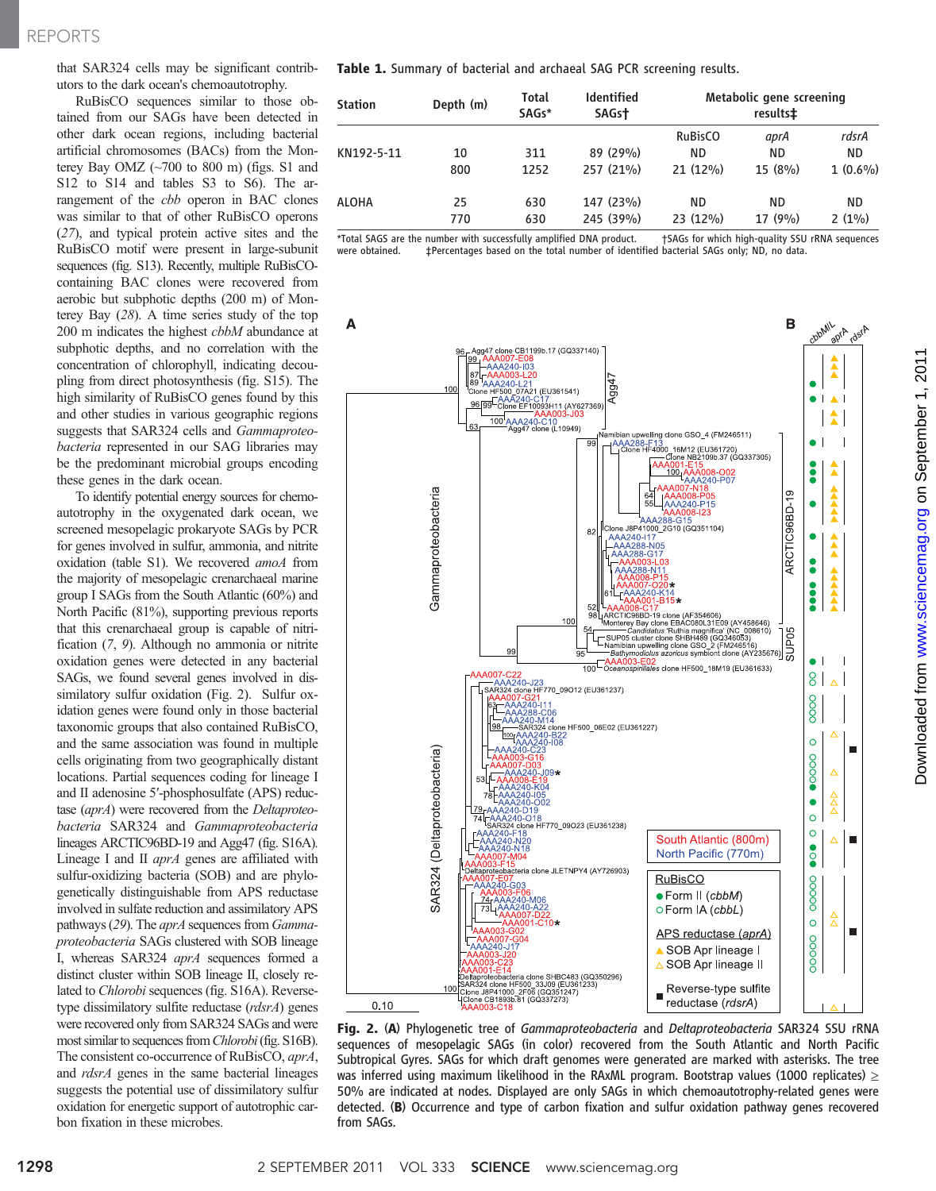that SAR324 cells may be significant contributors to the dark ocean's chemoautotrophy.

RuBisCO sequences similar to those obtained from our SAGs have been detected in other dark ocean regions, including bacterial artificial chromosomes (BACs) from the Monterey Bay OMZ (~700 to 800 m) (figs. S1 and S12 to S14 and tables S3 to S6). The arrangement of the *cbb* operon in BAC clones was similar to that of other RuBisCO operons (*27*), and typical protein active sites and the RuBisCO motif were present in large-subunit sequences (fig. S13). Recently, multiple RuBisCO-containing BAC clones were recovered from aerobic but subphotic depths (200 m) of Monterey Bay (*28*). A time series study of the top 200 m indicates the highest *cbbM* abundance at subphotic depths, and no correlation with the concentration of chlorophyll, indicating decoupling from direct photosynthesis (fig. S15). The high similarity of RuBisCO genes found by this and other studies in various geographic regions suggests that SAR324 cells and *Gammaproteobacteria* represented in our SAG libraries may be the predominant microbial groups encoding these genes in the dark ocean.

To identify potential energy sources for chemoautotrophy in the oxygenated dark ocean, we screened mesopelagic prokaryote SAGs by PCR for genes involved in sulfur, ammonia, and nitrite oxidation (table S1). We recovered *amoA* from the majority of mesopelagic crenarchaeal marine group I SAGs from the South Atlantic (60%) and North Pacific (81%), supporting previous reports that this crenarchaeal group is capable of nitrification (*7*, *9*). Although no ammonia or nitrite oxidation genes were detected in any bacterial SAGs, we found several genes involved in dissimilatory sulfur oxidation (Fig. 2). Sulfur oxidation genes were found only in those bacterial taxonomic groups that also contained RuBisCO, and the same association was found in multiple cells originating from two geographically distant locations. Partial sequences coding for lineage I and II adenosine 5′-phosphosulfate (APS) reductase (*aprA*) were recovered from the *Deltaproteobacteria* SAR324 and *Gammaproteobacteria* lineages ARCTIC96BD-19 and Agg47 (fig. S16A). Lineage I and II *aprA* genes are affiliated with sulfur-oxidizing bacteria (SOB) and are phylogenetically distinguishable from APS reductase involved in sulfate reduction and assimilatory APS pathways (*29*). The *aprA* sequences from *Gammaproteobacteria* SAGs clustered with SOB lineage I, whereas SAR324 *aprA* sequences formed a distinct cluster within SOB lineage II, closely related to *Chlorobi* sequences (fig. S16A). Reverse-type dissimilatory sulfite reductase (*rdsrA*) genes were recovered only from SAR324 SAGs and were most similar to sequences from *Chlorobi* (fig. S16B). The consistent co-occurrence of RuBisCO, *aprA*, and *rdsrA* genes in the same bacterial lineages suggests the potential use of dissimilatory sulfur oxidation for energetic support of autotrophic carbon fixation in these microbes.

**Table 1.** Summary of bacterial and archaeal SAG PCR screening results.

| Station | Depth (m) | Total SAGs* | Identified SAGs† | Metabolic gene screening results‡ | | |
|---|---|---|---|---|---|---|
| | | | | RuBisCO | *aprA* | *rdsrA* |
| KN192-5-11 | 10 | 311 | 89 (29%) | ND | ND | ND |
| | 800 | 1252 | 257 (21%) | 21 (12%) | 15 (8%) | 1 (0.6%) |
| ALOHA | 25 | 630 | 147 (23%) | ND | ND | ND |
| | 770 | 630 | 245 (39%) | 23 (12%) | 17 (9%) | 2 (1%) |

*Total SAGS are the number with successfully amplified DNA product. †SAGs for which high-quality SSU rRNA sequences were obtained. ‡Percentages based on the total number of identified bacterial SAGs only; ND, no data.

**Fig. 2.** (**A**) Phylogenetic tree of *Gammaproteobacteria* and *Deltaproteobacteria* SAR324 SSU rRNA sequences of mesopelagic SAGs (in color) recovered from the South Atlantic and North Pacific Subtropical Gyres. SAGs for which draft genomes were generated are marked with asterisks. The tree was inferred using maximum likelihood in the RAxML program. Bootstrap values (1000 replicates) ≥ 50% are indicated at nodes. Displayed are only SAGs in which chemoautotrophy-related genes were detected. (**B**) Occurrence and type of carbon fixation and sulfur oxidation pathway genes recovered from SAGs.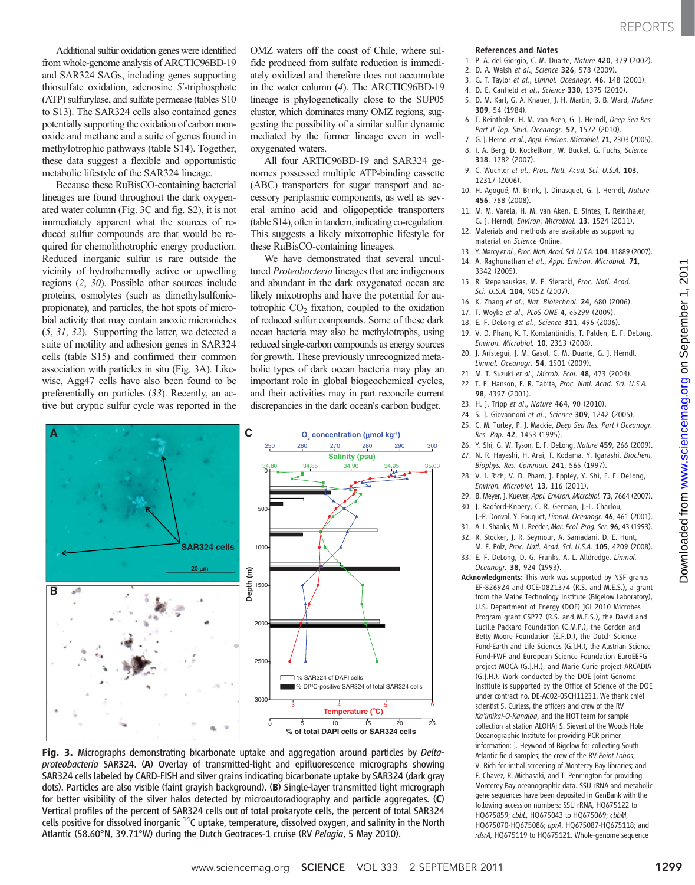Additional sulfur oxidation genes were identified from whole-genome analysis of ARCTIC96BD-19 and SAR324 SAGs, including genes supporting thiosulfate oxidation, adenosine 5′-triphosphate (ATP) sulfurylase, and sulfate permease (tables S10 to S13). The SAR324 cells also contained genes potentially supporting the oxidation of carbon monoxide and methane and a suite of genes found in methylotrophic pathways (table S14). Together, these data suggest a flexible and opportunistic metabolic lifestyle of the SAR324 lineage.

Because these RuBisCO-containing bacterial lineages are found throughout the dark oxygenated water column (Fig. 3C and fig. S2), it is not immediately apparent what the sources of reduced sulfur compounds are that would be required for chemolithotrophic energy production. Reduced inorganic sulfur is rare outside the vicinity of hydrothermally active or upwelling regions (*2*, *30*). Possible other sources include proteins, osmolytes (such as dimethylsulfoniopropionate), and particles, the hot spots of microbial activity that may contain anoxic microniches (*5*, *31*, *32*). Supporting the latter, we detected a suite of motility and adhesion genes in SAR324 cells (table S15) and confirmed their common association with particles in situ (Fig. 3A). Likewise, Agg47 cells have also been found to be preferentially on particles (*33*). Recently, an active but cryptic sulfur cycle was reported in the OMZ waters off the coast of Chile, where sulfide produced from sulfate reduction is immediately oxidized and therefore does not accumulate in the water column (*4*). The ARCTIC96BD-19 lineage is phylogenetically close to the SUP05 cluster, which dominates many OMZ regions, suggesting the possibility of a similar sulfur dynamic mediated by the former lineage even in well-oxygenated waters.

All four ARTIC96BD-19 and SAR324 genomes possessed multiple ATP-binding cassette (ABC) transporters for sugar transport and accessory periplasmic components, as well as several amino acid and oligopeptide transporters (table S14), often in tandem, indicating co-regulation. This suggests a likely mixotrophic lifestyle for these RuBisCO-containing lineages.

We have demonstrated that several uncultured *Proteobacteria* lineages that are indigenous and abundant in the dark oxygenated ocean are likely mixotrophs and have the potential for autotrophic $CO_2$ fixation, coupled to the oxidation of reduced sulfur compounds. Some of these dark ocean bacteria may also be methylotrophs, using reduced single-carbon compounds as energy sources for growth. These previously unrecognized metabolic types of dark ocean bacteria may play an important role in global biogeochemical cycles, and their activities may in part reconcile current discrepancies in the dark ocean's carbon budget.

**Fig. 3.** Micrographs demonstrating bicarbonate uptake and aggregation around particles by *Deltaproteobacteria* SAR324. (**A**) Overlay of transmitted-light and epifluorescence micrographs showing SAR324 cells labeled by CARD-FISH and silver grains indicating bicarbonate uptake by SAR324 (dark gray dots). Particles are also visible (faint grayish background). (**B**) Single-layer transmitted light micrograph for better visibility of the silver halos detected by microautoradiography and particle aggregates. (**C**) Vertical profiles of the percent of SAR324 cells out of total prokaryote cells, the percent of total SAR324 cells positive for dissolved inorganic $^{14}C$ uptake, temperature, dissolved oxygen, and salinity in the North Atlantic (58.60°N, 39.71°W) during the Dutch Geotraces-1 cruise (RV *Pelagia*, 5 May 2010).

**References and Notes**

1. P. A. del Giorgio, C. M. Duarte, *Nature* **420**, 379 (2002).
2. D. A. Walsh *et al.*, *Science* **326**, 578 (2009).
3. G. T. Taylor *et al.*, *Limnol. Oceanogr.* **46**, 148 (2001).
4. D. E. Canfield *et al.*, *Science* **330**, 1375 (2010).
5. D. M. Karl, G. A. Knauer, J. H. Martin, B. B. Ward, *Nature* **309**, 54 (1984).
6. T. Reinthaler, H. M. van Aken, G. J. Herndl, *Deep Sea Res. Part II Top. Stud. Oceanogr.* **57**, 1572 (2010).
7. G. J. Herndl *et al.*, *Appl. Environ. Microbiol.* **71**, 2303 (2005).
8. I. A. Berg, D. Kockelkorn, W. Buckel, G. Fuchs, *Science* **318**, 1782 (2007).
9. C. Wuchter *et al.*, *Proc. Natl. Acad. Sci. U.S.A.* **103**, 12317 (2006).
10. H. Agogué, M. Brink, J. Dinasquet, G. J. Herndl, *Nature* **456**, 788 (2008).
11. M. M. Varela, H. M. van Aken, E. Sintes, T. Reinthaler, G. J. Herndl, *Environ. Microbiol.* **13**, 1524 (2011).
12. Materials and methods are available as supporting material on *Science* Online.
13. Y. Marcy *et al.*, *Proc. Natl. Acad. Sci. U.S.A.* **104**, 11889 (2007).
14. A. Raghunathan *et al.*, *Appl. Environ. Microbiol.* **71**, 3342 (2005).
15. R. Stepanauskas, M. E. Sieracki, *Proc. Natl. Acad. Sci. U.S.A.* **104**, 9052 (2007).
16. K. Zhang *et al.*, *Nat. Biotechnol.* **24**, 680 (2006).
17. T. Woyke *et al.*, *PLoS ONE* **4**, e5299 (2009).
18. E. F. DeLong *et al.*, *Science* **311**, 496 (2006).
19. V. D. Pham, K. T. Konstantinidis, T. Palden, E. F. DeLong, *Environ. Microbiol.* **10**, 2313 (2008).
20. J. Arístegui, J. M. Gasol, C. M. Duarte, G. J. Herndl, *Limnol. Oceanogr.* **54**, 1501 (2009).
21. M. T. Suzuki *et al.*, *Microb. Ecol.* **48**, 473 (2004).
22. T. E. Hanson, F. R. Tabita, *Proc. Natl. Acad. Sci. U.S.A.* **98**, 4397 (2001).
23. H. J. Tripp *et al.*, *Nature* **464**, 90 (2010).
24. S. J. Giovannoni *et al.*, *Science* **309**, 1242 (2005).
25. C. M. Turley, P. J. Mackie, *Deep Sea Res. Part I Oceanogr. Res. Pap.* **42**, 1453 (1995).
26. Y. Shi, G. W. Tyson, E. F. DeLong, *Nature* **459**, 266 (2009).
27. N. R. Hayashi, H. Arai, T. Kodama, Y. Igarashi, *Biochem. Biophys. Res. Commun.* **241**, 565 (1997).
28. V. I. Rich, V. D. Pham, J. Eppley, Y. Shi, E. F. DeLong, *Environ. Microbiol.* **13**, 116 (2011).
29. B. Meyer, J. Kuever, *Appl. Environ. Microbiol.* **73**, 7664 (2007).
30. J. Radford-Knoery, C. R. German, J.-L. Charlou, J.-P. Donval, Y. Fouquet, *Limnol. Oceanogr.* **46**, 461 (2001).
31. A. L. Shanks, M. L. Reeder, *Mar. Ecol. Prog. Ser.* **96**, 43 (1993).
32. R. Stocker, J. R. Seymour, A. Samadani, D. E. Hunt, M. F. Polz, *Proc. Natl. Acad. Sci. U.S.A.* **105**, 4209 (2008).
33. E. F. DeLong, D. G. Franks, A. L. Alldredge, *Limnol. Oceanogr.* **38**, 924 (1993).

**Acknowledgments:** This work was supported by NSF grants EF-826924 and OCE-0821374 (R.S. and M.E.S.), a grant from the Maine Technology Institute (Bigelow Laboratory), U.S. Department of Energy (DOE) JGI 2010 Microbes Program grant CSP77 (R.S. and M.E.S.), the David and Lucille Packard Foundation (C.M.P.), the Gordon and Betty Moore Foundation (E.F.D.), the Dutch Science Fund-Earth and Life Sciences (G.J.H.), the Austrian Science Fund-FWF and European Science Foundation EuroEEFG project MOCA (G.J.H.), and Marie Curie project ARCADIA (G.J.H.). Work conducted by the DOE Joint Genome Institute is supported by the Office of Science of the DOE under contract no. DE-AC02-05CH11231. We thank chief scientist S. Curless, the officers and crew of the RV *Ka'imikai-O-Kanaloa*, and the HOT team for sample collection at station ALOHA; S. Sievert of the Woods Hole Oceanographic Institute for providing PCR primer information; J. Heywood of Bigelow for collecting South Atlantic field samples; the crew of the RV *Point Lobos*; V. Rich for initial screening of Monterey Bay libraries; and F. Chavez, R. Michisaki, and T. Pennington for providing Monterey Bay oceanographic data. SSU rRNA and metabolic gene sequences have been deposited in GenBank with the following accession numbers: SSU rRNA, HQ675122 to HQ675859; *cbbL*, HQ675043 to HQ675069; *cbbM*, HQ675070-HQ675086; *aprA*, HQ675087-HQ675118; and *rdsrA*, HQ675119 to HQ675121. Whole-genome sequence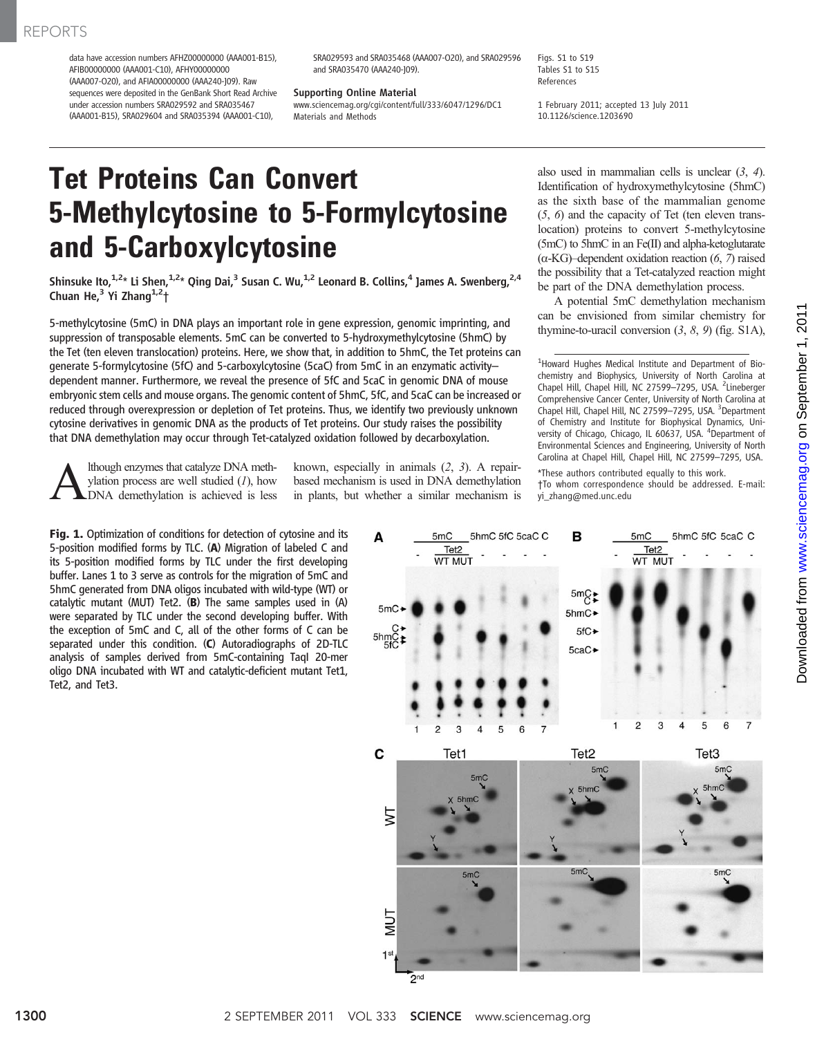data have accession numbers AFHZ00000000 (AAA001-B15), AFIB00000000 (AAA001-C10), AFHY00000000 (AAA007-O20), and AFIA00000000 (AAA240-J09). Raw sequences were deposited in the GenBank Short Read Archive under accession numbers SRA029592 and SRA035467 (AAA001-B15), SRA029604 and SRA035394 (AAA001-C10), SRA029593 and SRA035468 (AAA007-O20), and SRA029596 and SRA035470 (AAA240-J09).

**Supporting Online Material**
www.sciencemag.org/cgi/content/full/333/6047/1296/DC1
Materials and Methods
Figs. S1 to S19
Tables S1 to S15
References

1 February 2011; accepted 13 July 2011
10.1126/science.1203690

# Tet Proteins Can Convert 5-Methylcytosine to 5-Formylcytosine and 5-Carboxylcytosine

**Shinsuke Ito,[1,2]* Li Shen,[1,2]* Qing Dai,[3] Susan C. Wu,[1,2] Leonard B. Collins,[4] James A. Swenberg,[2,4] Chuan He,[3] Yi Zhang[1,2]†**

5-methylcytosine (5mC) in DNA plays an important role in gene expression, genomic imprinting, and suppression of transposable elements. 5mC can be converted to 5-hydroxymethylcytosine (5hmC) by the Tet (ten eleven translocation) proteins. Here, we show that, in addition to 5hmC, the Tet proteins can generate 5-formylcytosine (5fC) and 5-carboxylcytosine (5caC) from 5mC in an enzymatic activity–dependent manner. Furthermore, we reveal the presence of 5fC and 5caC in genomic DNA of mouse embryonic stem cells and mouse organs. The genomic content of 5hmC, 5fC, and 5caC can be increased or reduced through overexpression or depletion of Tet proteins. Thus, we identify two previously unknown cytosine derivatives in genomic DNA as the products of Tet proteins. Our study raises the possibility that DNA demethylation may occur through Tet-catalyzed oxidation followed by decarboxylation.

Although enzymes that catalyze DNA methylation process are well studied (*1*), how DNA demethylation is achieved is less known, especially in animals (*2*, *3*). A repair-based mechanism is used in DNA demethylation in plants, but whether a similar mechanism is also used in mammalian cells is unclear (*3*, *4*). Identification of hydroxymethylcytosine (5hmC) as the sixth base of the mammalian genome (*5*, *6*) and the capacity of Tet (ten eleven translocation) proteins to convert 5-methylcytosine (5mC) to 5hmC in an Fe(II) and alpha-ketoglutarate (α-KG)–dependent oxidation reaction (*6*, *7*) raised the possibility that a Tet-catalyzed reaction might be part of the DNA demethylation process.

A potential 5mC demethylation mechanism can be envisioned from similar chemistry for thymine-to-uracil conversion (*3*, *8*, *9*) (fig. S1A),

[1]Howard Hughes Medical Institute and Department of Biochemistry and Biophysics, University of North Carolina at Chapel Hill, Chapel Hill, NC 27599–7295, USA. [2]Lineberger Comprehensive Cancer Center, University of North Carolina at Chapel Hill, Chapel Hill, NC 27599–7295, USA. [3]Department of Chemistry and Institute for Biophysical Dynamics, University of Chicago, Chicago, IL 60637, USA. [4]Department of Environmental Sciences and Engineering, University of North Carolina at Chapel Hill, Chapel Hill, NC 27599–7295, USA.

*These authors contributed equally to this work.
†To whom correspondence should be addressed. E-mail: yi_zhang@med.unc.edu

A
5mC 5hmC 5fC 5caC C
Tet2
WT MUT
5mC
C
5hmC
5fC
1 2 3 4 5 6 7

B
5mC 5hmC 5fC 5caC C
Tet2
WT MUT
5mC
C
5hmC
5fC
5caC
1 2 3 4 5 6 7

C
Tet1 Tet2 Tet3
WT
MUT
5mC
5hmC
X
Y
1st
2nd

**Fig. 1.** Optimization of conditions for detection of cytosine and its 5-position modified forms by TLC. (**A**) Migration of labeled C and its 5-position modified forms by TLC under the first developing buffer. Lanes 1 to 3 serve as controls for the migration of 5mC and 5hmC generated from DNA oligos incubated with wild-type (WT) or catalytic mutant (MUT) Tet2. (**B**) The same samples used in (A) were separated by TLC under the second developing buffer. With the exception of 5mC and C, all of the other forms of C can be separated under this condition. (**C**) Autoradiographs of 2D-TLC analysis of samples derived from 5mC-containing TaqI 20-mer oligo DNA incubated with WT and catalytic-deficient mutant Tet1, Tet2, and Tet3.